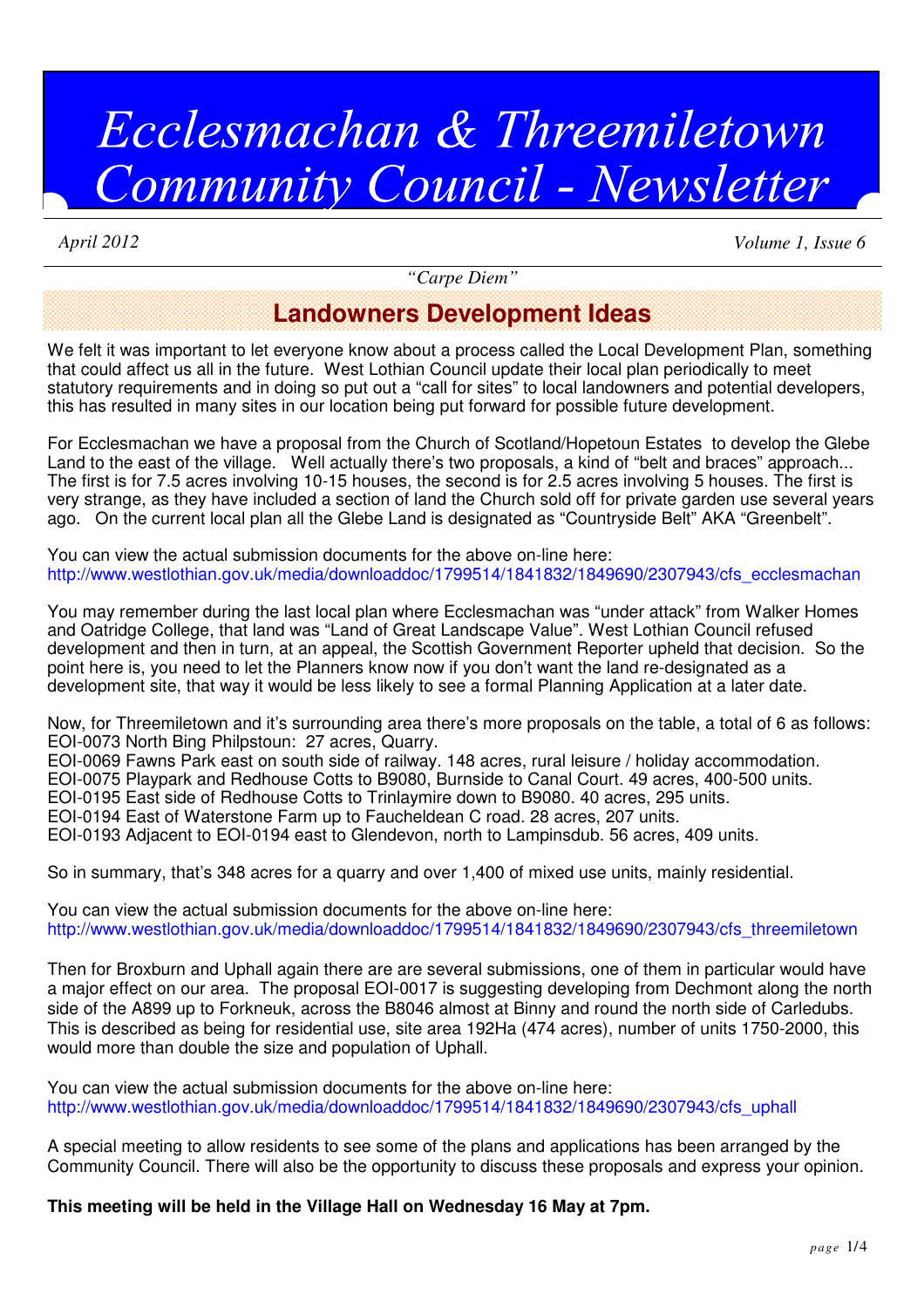# *Ecclesmachan & Threemiletown Community Council - Newsletter*

*April 2012* *Volume 1, Issue 6*

*"Carpe Diem"*

## Landowners Development Ideas

We felt it was important to let everyone know about a process called the Local Development Plan, something that could affect us all in the future. West Lothian Council update their local plan periodically to meet statutory requirements and in doing so put out a "call for sites" to local landowners and potential developers, this has resulted in many sites in our location being put forward for possible future development.

For Ecclesmachan we have a proposal from the Church of Scotland/Hopetoun Estates to develop the Glebe Land to the east of the village. Well actually there's two proposals, a kind of "belt and braces" approach... The first is for 7.5 acres involving 10-15 houses, the second is for 2.5 acres involving 5 houses. The first is very strange, as they have included a section of land the Church sold off for private garden use several years ago. On the current local plan all the Glebe Land is designated as "Countryside Belt" AKA "Greenbelt".

You can view the actual submission documents for the above on-line here:
http://www.westlothian.gov.uk/media/downloaddoc/1799514/1841832/1849690/2307943/cfs_ecclesmachan

You may remember during the last local plan where Ecclesmachan was "under attack" from Walker Homes and Oatridge College, that land was "Land of Great Landscape Value". West Lothian Council refused development and then in turn, at an appeal, the Scottish Government Reporter upheld that decision. So the point here is, you need to let the Planners know now if you don't want the land re-designated as a development site, that way it would be less likely to see a formal Planning Application at a later date.

Now, for Threemiletown and it's surrounding area there's more proposals on the table, a total of 6 as follows:
EOI-0073 North Bing Philpstoun: 27 acres, Quarry.
EOI-0069 Fawns Park east on south side of railway. 148 acres, rural leisure / holiday accommodation.
EOI-0075 Playpark and Redhouse Cotts to B9080, Burnside to Canal Court. 49 acres, 400-500 units.
EOI-0195 East side of Redhouse Cotts to Trinlaymire down to B9080. 40 acres, 295 units.
EOI-0194 East of Waterstone Farm up to Faucheldean C road. 28 acres, 207 units.
EOI-0193 Adjacent to EOI-0194 east to Glendevon, north to Lampinsdub. 56 acres, 409 units.

So in summary, that's 348 acres for a quarry and over 1,400 of mixed use units, mainly residential.

You can view the actual submission documents for the above on-line here:
http://www.westlothian.gov.uk/media/downloaddoc/1799514/1841832/1849690/2307943/cfs_threemiletown

Then for Broxburn and Uphall again there are are several submissions, one of them in particular would have a major effect on our area. The proposal EOI-0017 is suggesting developing from Dechmont along the north side of the A899 up to Forkneuk, across the B8046 almost at Binny and round the north side of Carledubs. This is described as being for residential use, site area 192Ha (474 acres), number of units 1750-2000, this would more than double the size and population of Uphall.

You can view the actual submission documents for the above on-line here:
http://www.westlothian.gov.uk/media/downloaddoc/1799514/1841832/1849690/2307943/cfs_uphall

A special meeting to allow residents to see some of the plans and applications has been arranged by the Community Council. There will also be the opportunity to discuss these proposals and express your opinion.

**This meeting will be held in the Village Hall on Wednesday 16 May at 7pm.**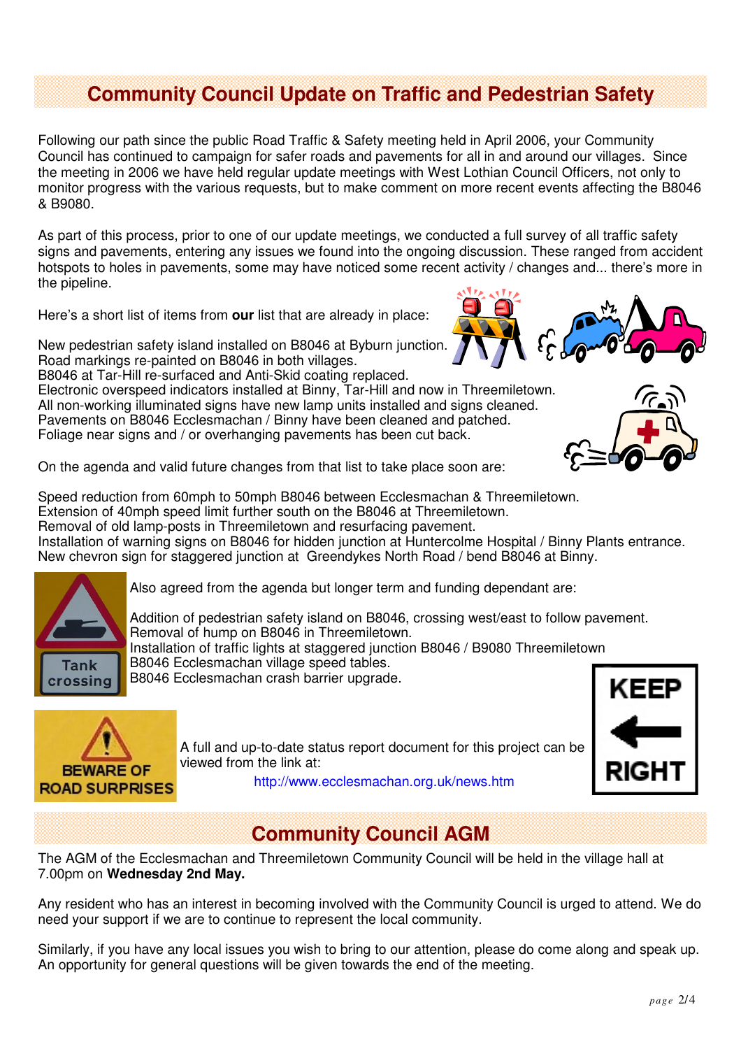## Community Council Update on Traffic and Pedestrian Safety

Following our path since the public Road Traffic & Safety meeting held in April 2006, your Community Council has continued to campaign for safer roads and pavements for all in and around our villages. Since the meeting in 2006 we have held regular update meetings with West Lothian Council Officers, not only to monitor progress with the various requests, but to make comment on more recent events affecting the B8046 & B9080.

As part of this process, prior to one of our update meetings, we conducted a full survey of all traffic safety signs and pavements, entering any issues we found into the ongoing discussion. These ranged from accident hotspots to holes in pavements, some may have noticed some recent activity / changes and... there's more in the pipeline.

Here's a short list of items from **our** list that are already in place:

New pedestrian safety island installed on B8046 at Byburn junction.
Road markings re-painted on B8046 in both villages.
B8046 at Tar-Hill re-surfaced and Anti-Skid coating replaced.
Electronic overspeed indicators installed at Binny, Tar-Hill and now in Threemiletown.
All non-working illuminated signs have new lamp units installed and signs cleaned.
Pavements on B8046 Ecclesmachan / Binny have been cleaned and patched.
Foliage near signs and / or overhanging pavements has been cut back.

On the agenda and valid future changes from that list to take place soon are:

Speed reduction from 60mph to 50mph B8046 between Ecclesmachan & Threemiletown.
Extension of 40mph speed limit further south on the B8046 at Threemiletown.
Removal of old lamp-posts in Threemiletown and resurfacing pavement.
Installation of warning signs on B8046 for hidden junction at Huntercolme Hospital / Binny Plants entrance.
New chevron sign for staggered junction at Greendykes North Road / bend B8046 at Binny.

Also agreed from the agenda but longer term and funding dependant are:

Addition of pedestrian safety island on B8046, crossing west/east to follow pavement.
Removal of hump on B8046 in Threemiletown.
Installation of traffic lights at staggered junction B8046 / B9080 Threemiletown
B8046 Ecclesmachan village speed tables.
B8046 Ecclesmachan crash barrier upgrade.

A full and up-to-date status report document for this project can be viewed from the link at:

http://www.ecclesmachan.org.uk/news.htm

## Community Council AGM

The AGM of the Ecclesmachan and Threemiletown Community Council will be held in the village hall at 7.00pm on **Wednesday 2nd May.**

Any resident who has an interest in becoming involved with the Community Council is urged to attend. We do need your support if we are to continue to represent the local community.

Similarly, if you have any local issues you wish to bring to our attention, please do come along and speak up. An opportunity for general questions will be given towards the end of the meeting.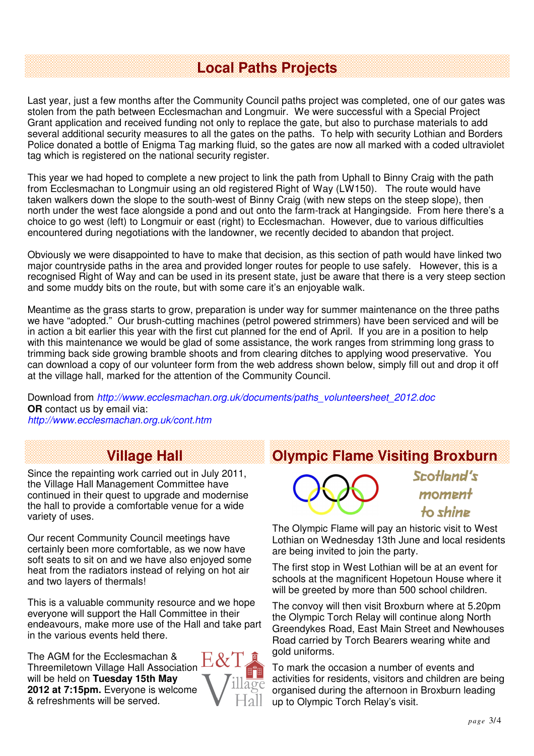## Local Paths Projects

Last year, just a few months after the Community Council paths project was completed, one of our gates was stolen from the path between Ecclesmachan and Longmuir. We were successful with a Special Project Grant application and received funding not only to replace the gate, but also to purchase materials to add several additional security measures to all the gates on the paths. To help with security Lothian and Borders Police donated a bottle of Enigma Tag marking fluid, so the gates are now all marked with a coded ultraviolet tag which is registered on the national security register.

This year we had hoped to complete a new project to link the path from Uphall to Binny Craig with the path from Ecclesmachan to Longmuir using an old registered Right of Way (LW150). The route would have taken walkers down the slope to the south-west of Binny Craig (with new steps on the steep slope), then north under the west face alongside a pond and out onto the farm-track at Hangingside. From here there's a choice to go west (left) to Longmuir or east (right) to Ecclesmachan. However, due to various difficulties encountered during negotiations with the landowner, we recently decided to abandon that project.

Obviously we were disappointed to have to make that decision, as this section of path would have linked two major countryside paths in the area and provided longer routes for people to use safely. However, this is a recognised Right of Way and can be used in its present state, just be aware that there is a very steep section and some muddy bits on the route, but with some care it's an enjoyable walk.

Meantime as the grass starts to grow, preparation is under way for summer maintenance on the three paths we have "adopted." Our brush-cutting machines (petrol powered strimmers) have been serviced and will be in action a bit earlier this year with the first cut planned for the end of April. If you are in a position to help with this maintenance we would be glad of some assistance, the work ranges from strimming long grass to trimming back side growing bramble shoots and from clearing ditches to applying wood preservative. You can download a copy of our volunteer form from the web address shown below, simply fill out and drop it off at the village hall, marked for the attention of the Community Council.

Download from *http://www.ecclesmachan.org.uk/documents/paths_volunteersheet_2012.doc*
**OR** contact us by email via:
*http://www.ecclesmachan.org.uk/cont.htm*

## Village Hall

Since the repainting work carried out in July 2011, the Village Hall Management Committee have continued in their quest to upgrade and modernise the hall to provide a comfortable venue for a wide variety of uses.

Our recent Community Council meetings have certainly been more comfortable, as we now have soft seats to sit on and we have also enjoyed some heat from the radiators instead of relying on hot air and two layers of thermals!

This is a valuable community resource and we hope everyone will support the Hall Committee in their endeavours, make more use of the Hall and take part in the various events held there.

The AGM for the Ecclesmachan & Threemiletown Village Hall Association will be held on **Tuesday 15th May 2012 at 7:15pm.** Everyone is welcome & refreshments will be served.

E&T Village Hall

## Olympic Flame Visiting Broxburn

Scotland's moment to shine

The Olympic Flame will pay an historic visit to West Lothian on Wednesday 13th June and local residents are being invited to join the party.

The first stop in West Lothian will be at an event for schools at the magnificent Hopetoun House where it will be greeted by more than 500 school children.

The convoy will then visit Broxburn where at 5.20pm the Olympic Torch Relay will continue along North Greendykes Road, East Main Street and Newhouses Road carried by Torch Bearers wearing white and gold uniforms.

To mark the occasion a number of events and activities for residents, visitors and children are being organised during the afternoon in Broxburn leading up to Olympic Torch Relay's visit.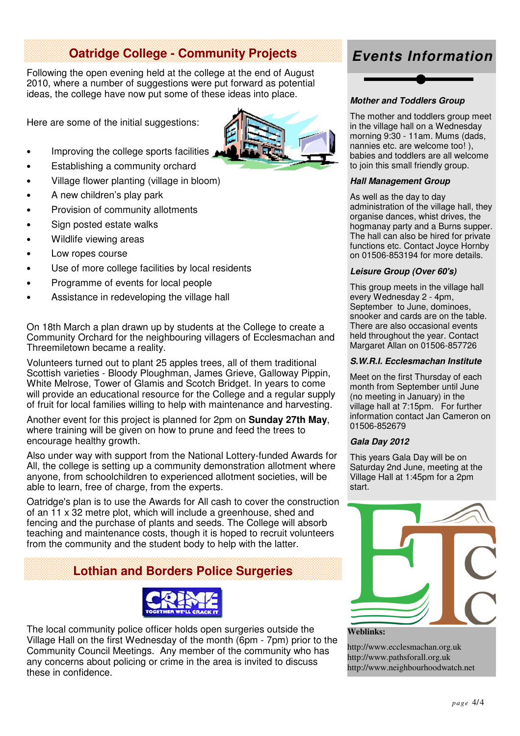## Oatridge College - Community Projects

Following the open evening held at the college at the end of August 2010, where a number of suggestions were put forward as potential ideas, the college have now put some of these ideas into place.

Here are some of the initial suggestions:

- Improving the college sports facilities
- Establishing a community orchard
- Village flower planting (village in bloom)
- A new children's play park
- Provision of community allotments
- Sign posted estate walks
- Wildlife viewing areas
- Low ropes course
- Use of more college facilities by local residents
- Programme of events for local people
- Assistance in redeveloping the village hall

On 18th March a plan drawn up by students at the College to create a Community Orchard for the neighbouring villagers of Ecclesmachan and Threemiletown became a reality.

Volunteers turned out to plant 25 apples trees, all of them traditional Scottish varieties - Bloody Ploughman, James Grieve, Galloway Pippin, White Melrose, Tower of Glamis and Scotch Bridget. In years to come will provide an educational resource for the College and a regular supply of fruit for local families willing to help with maintenance and harvesting.

Another event for this project is planned for 2pm on **Sunday 27th May**, where training will be given on how to prune and feed the trees to encourage healthy growth.

Also under way with support from the National Lottery-funded Awards for All, the college is setting up a community demonstration allotment where anyone, from schoolchildren to experienced allotment societies, will be able to learn, free of charge, from the experts.

Oatridge's plan is to use the Awards for All cash to cover the construction of an 11 x 32 metre plot, which will include a greenhouse, shed and fencing and the purchase of plants and seeds. The College will absorb teaching and maintenance costs, though it is hoped to recruit volunteers from the community and the student body to help with the latter.

## Lothian and Borders Police Surgeries

CRIME
TOGETHER WE'LL CRACK IT

The local community police officer holds open surgeries outside the Village Hall on the first Wednesday of the month (6pm - 7pm) prior to the Community Council Meetings. Any member of the community who has any concerns about policing or crime in the area is invited to discuss these in confidence.

## Events Information

### Mother and Toddlers Group

The mother and toddlers group meet in the village hall on a Wednesday morning 9:30 - 11am. Mums (dads, nannies etc. are welcome too! ), babies and toddlers are all welcome to join this small friendly group.

### Hall Management Group

As well as the day to day administration of the village hall, they organise dances, whist drives, the hogmanay party and a Burns supper. The hall can also be hired for private functions etc. Contact Joyce Hornby on 01506-853194 for more details.

### Leisure Group (Over 60's)

This group meets in the village hall every Wednesday 2 - 4pm, September to June, dominoes, snooker and cards are on the table. There are also occasional events held throughout the year. Contact Margaret Allan on 01506-857726

### S.W.R.I. Ecclesmachan Institute

Meet on the first Thursday of each month from September until June (no meeting in January) in the village hall at 7:15pm. For further information contact Jan Cameron on 01506-852679

### Gala Day 2012

This years Gala Day will be on Saturday 2nd June, meeting at the Village Hall at 1:45pm for a 2pm start.

**Weblinks:**

http://www.ecclesmachan.org.uk
http://www.pathsforall.org.uk
http://www.neighbourhoodwatch.net